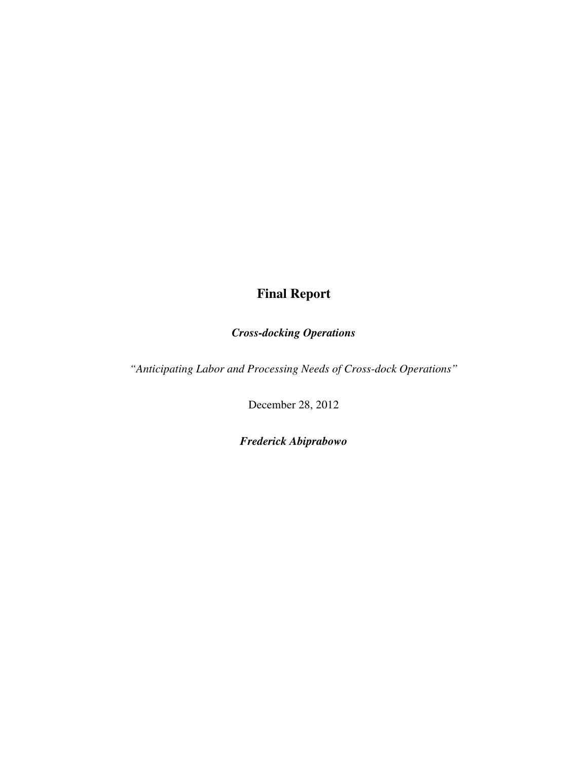# Final Report

***Cross-docking Operations***

*"Anticipating Labor and Processing Needs of Cross-dock Operations"*

December 28, 2012

***Frederick Abiprabowo***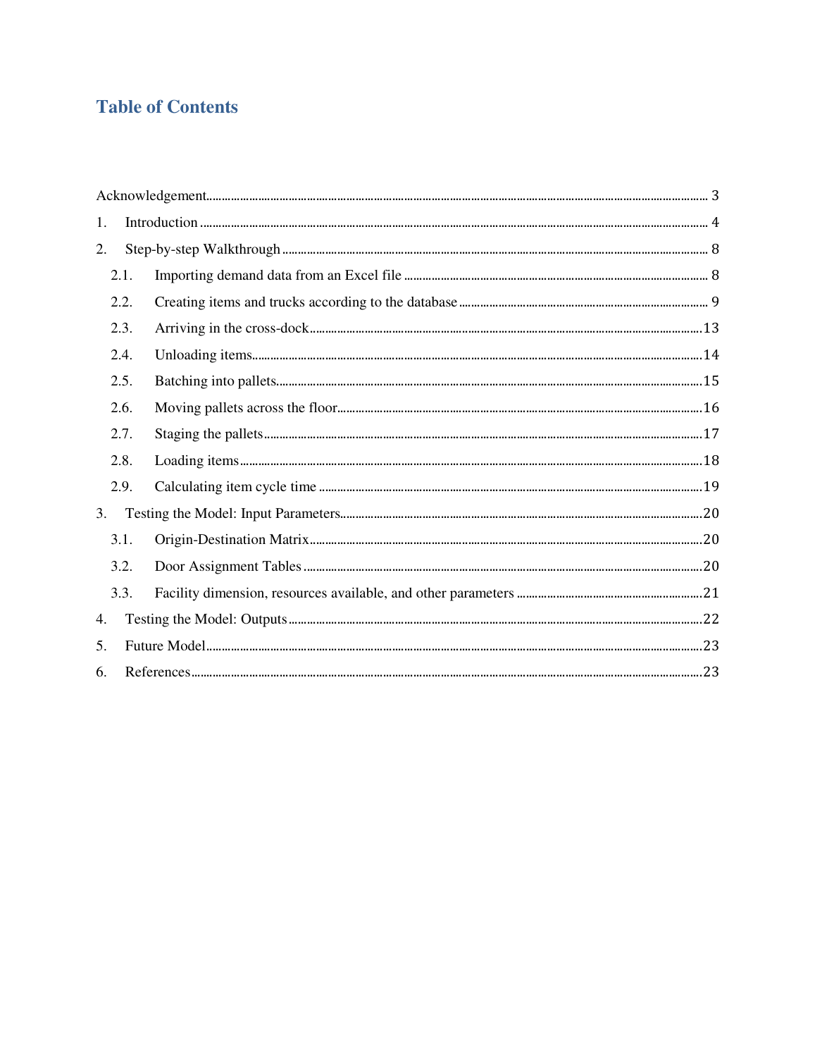# Table of Contents

Acknowledgement ..... 3

1. Introduction ..... 4
2. Step-by-step Walkthrough ..... 8
   - 2.1. Importing demand data from an Excel file ..... 8
   - 2.2. Creating items and trucks according to the database ..... 9
   - 2.3. Arriving in the cross-dock ..... 13
   - 2.4. Unloading items ..... 14
   - 2.5. Batching into pallets ..... 15
   - 2.6. Moving pallets across the floor ..... 16
   - 2.7. Staging the pallets ..... 17
   - 2.8. Loading items ..... 18
   - 2.9. Calculating item cycle time ..... 19
3. Testing the Model: Input Parameters ..... 20
   - 3.1. Origin-Destination Matrix ..... 20
   - 3.2. Door Assignment Tables ..... 20
   - 3.3. Facility dimension, resources available, and other parameters ..... 21
4. Testing the Model: Outputs ..... 22
5. Future Model ..... 23
6. References ..... 23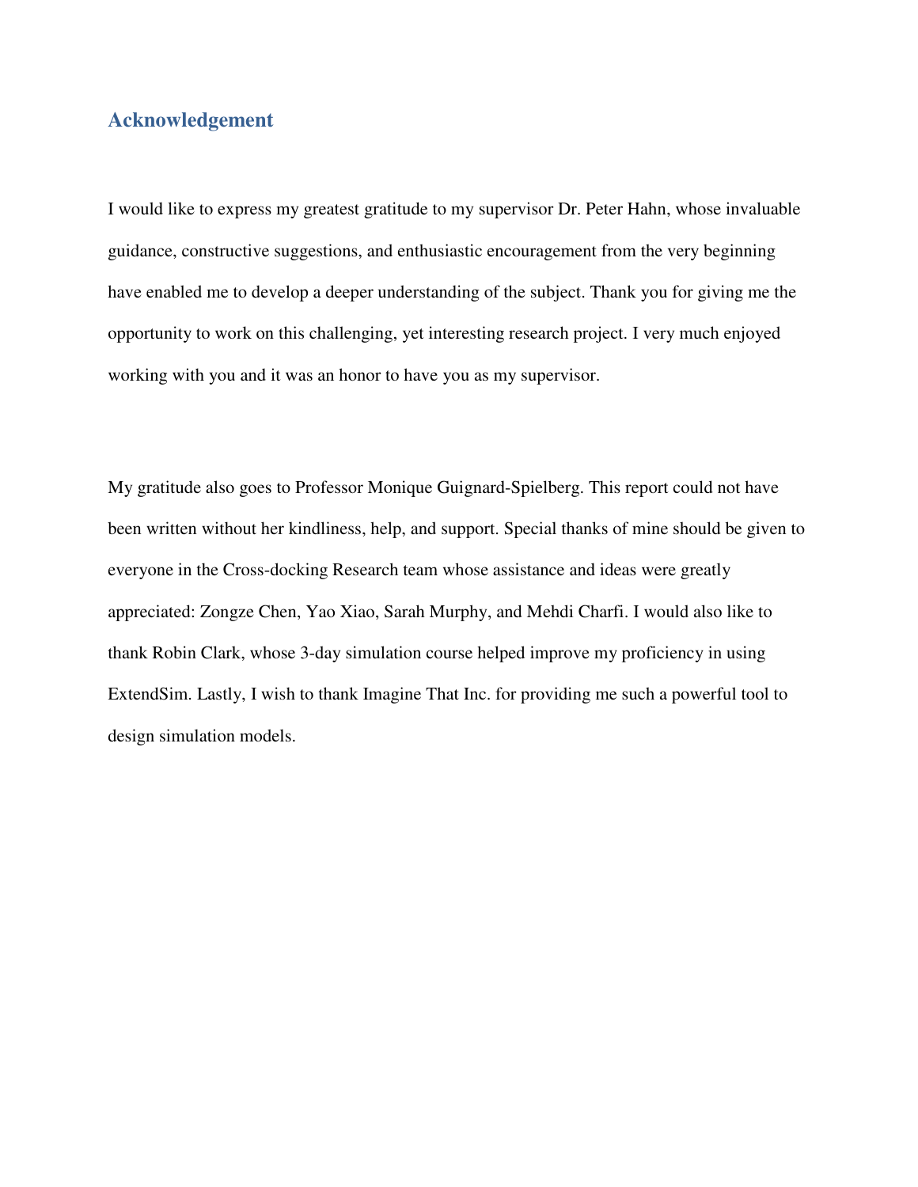## Acknowledgement

I would like to express my greatest gratitude to my supervisor Dr. Peter Hahn, whose invaluable guidance, constructive suggestions, and enthusiastic encouragement from the very beginning have enabled me to develop a deeper understanding of the subject. Thank you for giving me the opportunity to work on this challenging, yet interesting research project. I very much enjoyed working with you and it was an honor to have you as my supervisor.

My gratitude also goes to Professor Monique Guignard-Spielberg. This report could not have been written without her kindliness, help, and support. Special thanks of mine should be given to everyone in the Cross-docking Research team whose assistance and ideas were greatly appreciated: Zongze Chen, Yao Xiao, Sarah Murphy, and Mehdi Charfi. I would also like to thank Robin Clark, whose 3-day simulation course helped improve my proficiency in using ExtendSim. Lastly, I wish to thank Imagine That Inc. for providing me such a powerful tool to design simulation models.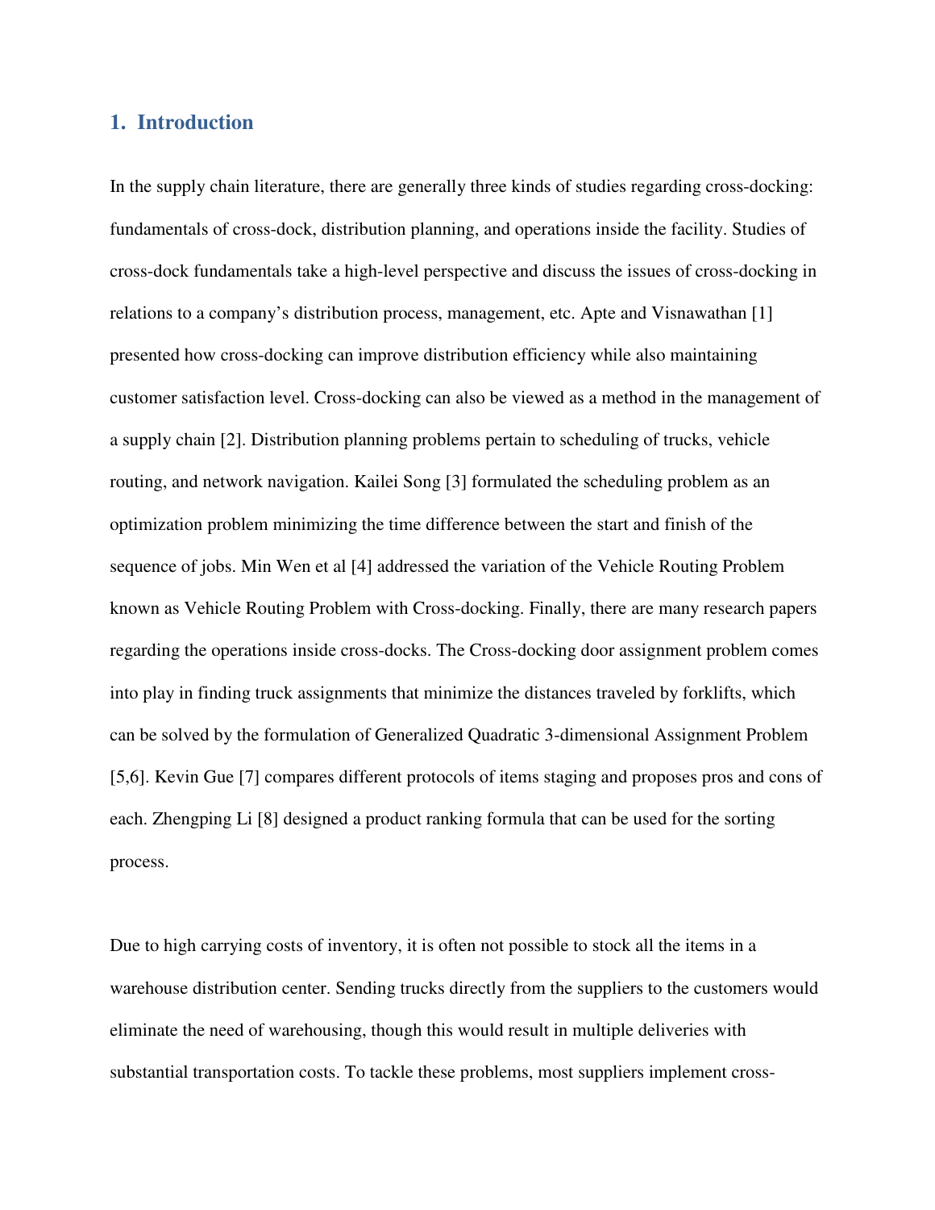## 1. Introduction

In the supply chain literature, there are generally three kinds of studies regarding cross-docking: fundamentals of cross-dock, distribution planning, and operations inside the facility. Studies of cross-dock fundamentals take a high-level perspective and discuss the issues of cross-docking in relations to a company's distribution process, management, etc. Apte and Visnawathan [1] presented how cross-docking can improve distribution efficiency while also maintaining customer satisfaction level. Cross-docking can also be viewed as a method in the management of a supply chain [2]. Distribution planning problems pertain to scheduling of trucks, vehicle routing, and network navigation. Kailei Song [3] formulated the scheduling problem as an optimization problem minimizing the time difference between the start and finish of the sequence of jobs. Min Wen et al [4] addressed the variation of the Vehicle Routing Problem known as Vehicle Routing Problem with Cross-docking. Finally, there are many research papers regarding the operations inside cross-docks. The Cross-docking door assignment problem comes into play in finding truck assignments that minimize the distances traveled by forklifts, which can be solved by the formulation of Generalized Quadratic 3-dimensional Assignment Problem [5,6]. Kevin Gue [7] compares different protocols of items staging and proposes pros and cons of each. Zhengping Li [8] designed a product ranking formula that can be used for the sorting process.

Due to high carrying costs of inventory, it is often not possible to stock all the items in a warehouse distribution center. Sending trucks directly from the suppliers to the customers would eliminate the need of warehousing, though this would result in multiple deliveries with substantial transportation costs. To tackle these problems, most suppliers implement cross-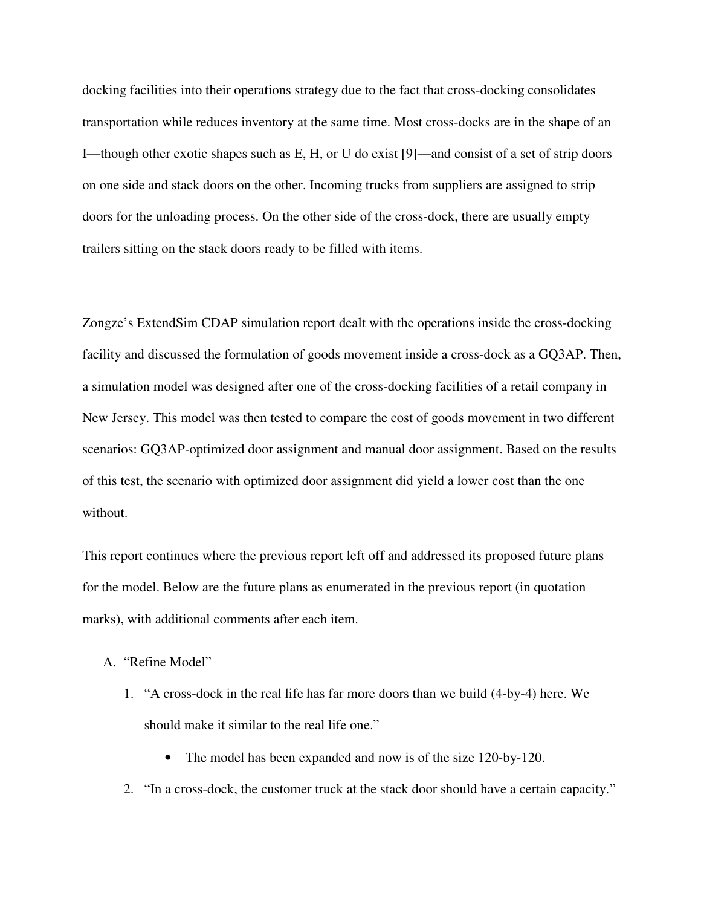docking facilities into their operations strategy due to the fact that cross-docking consolidates transportation while reduces inventory at the same time. Most cross-docks are in the shape of an I—though other exotic shapes such as E, H, or U do exist [9]—and consist of a set of strip doors on one side and stack doors on the other. Incoming trucks from suppliers are assigned to strip doors for the unloading process. On the other side of the cross-dock, there are usually empty trailers sitting on the stack doors ready to be filled with items.

Zongze's ExtendSim CDAP simulation report dealt with the operations inside the cross-docking facility and discussed the formulation of goods movement inside a cross-dock as a GQ3AP. Then, a simulation model was designed after one of the cross-docking facilities of a retail company in New Jersey. This model was then tested to compare the cost of goods movement in two different scenarios: GQ3AP-optimized door assignment and manual door assignment. Based on the results of this test, the scenario with optimized door assignment did yield a lower cost than the one without.

This report continues where the previous report left off and addressed its proposed future plans for the model. Below are the future plans as enumerated in the previous report (in quotation marks), with additional comments after each item.

A. "Refine Model"
   1. "A cross-dock in the real life has far more doors than we build (4-by-4) here. We should make it similar to the real life one."
      - The model has been expanded and now is of the size 120-by-120.
   2. "In a cross-dock, the customer truck at the stack door should have a certain capacity."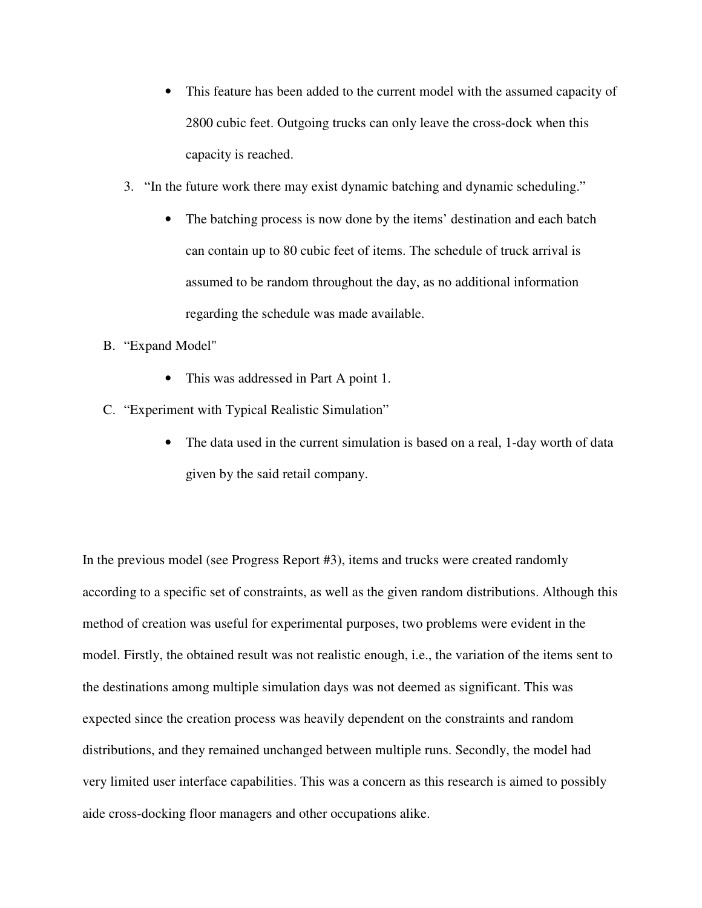- This feature has been added to the current model with the assumed capacity of 2800 cubic feet. Outgoing trucks can only leave the cross-dock when this capacity is reached.

3. "In the future work there may exist dynamic batching and dynamic scheduling."
    - The batching process is now done by the items' destination and each batch can contain up to 80 cubic feet of items. The schedule of truck arrival is assumed to be random throughout the day, as no additional information regarding the schedule was made available.

B. "Expand Model"
    - This was addressed in Part A point 1.

C. "Experiment with Typical Realistic Simulation"
    - The data used in the current simulation is based on a real, 1-day worth of data given by the said retail company.

In the previous model (see Progress Report #3), items and trucks were created randomly according to a specific set of constraints, as well as the given random distributions. Although this method of creation was useful for experimental purposes, two problems were evident in the model. Firstly, the obtained result was not realistic enough, i.e., the variation of the items sent to the destinations among multiple simulation days was not deemed as significant. This was expected since the creation process was heavily dependent on the constraints and random distributions, and they remained unchanged between multiple runs. Secondly, the model had very limited user interface capabilities. This was a concern as this research is aimed to possibly aide cross-docking floor managers and other occupations alike.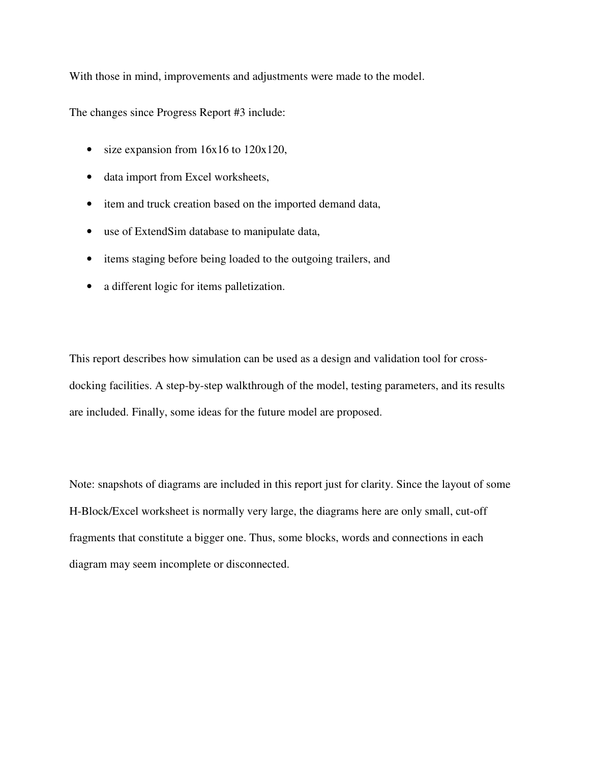With those in mind, improvements and adjustments were made to the model.

The changes since Progress Report #3 include:

- size expansion from 16x16 to 120x120,
- data import from Excel worksheets,
- item and truck creation based on the imported demand data,
- use of ExtendSim database to manipulate data,
- items staging before being loaded to the outgoing trailers, and
- a different logic for items palletization.

This report describes how simulation can be used as a design and validation tool for cross-docking facilities. A step-by-step walkthrough of the model, testing parameters, and its results are included. Finally, some ideas for the future model are proposed.

Note: snapshots of diagrams are included in this report just for clarity. Since the layout of some H-Block/Excel worksheet is normally very large, the diagrams here are only small, cut-off fragments that constitute a bigger one. Thus, some blocks, words and connections in each diagram may seem incomplete or disconnected.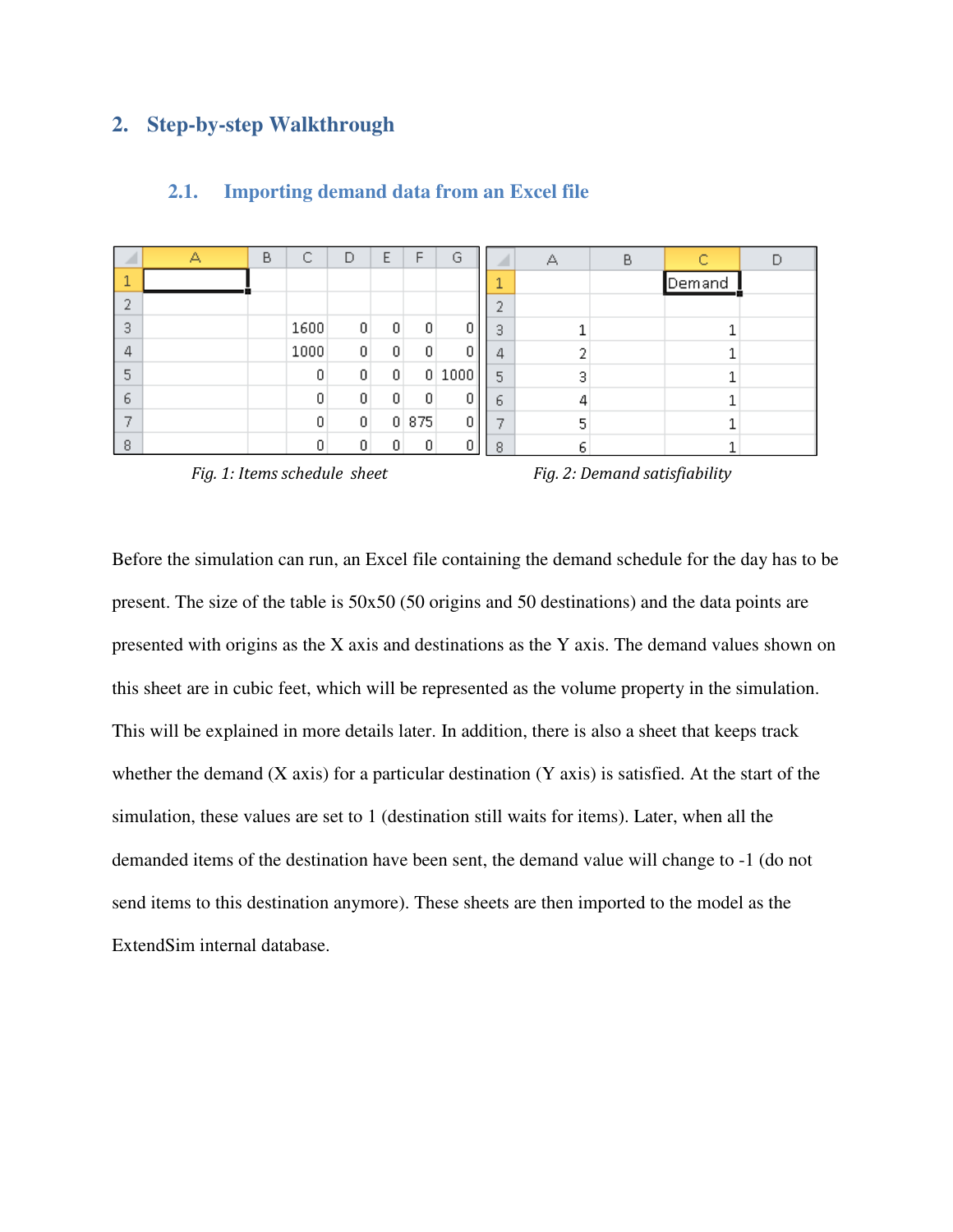## 2. Step-by-step Walkthrough

### 2.1. Importing demand data from an Excel file

| | A | B | C | D | E | F | G |
|---|---|---|---|---|---|---|---|
| 1 | | | | | | | |
| 2 | | | | | | | |
| 3 | | | 1600 | 0 | 0 | 0 | 0 |
| 4 | | | 1000 | 0 | 0 | 0 | 0 |
| 5 | | | 0 | 0 | 0 | 0 | 1000 |
| 6 | | | 0 | 0 | 0 | 0 | 0 |
| 7 | | | 0 | 0 | 0 | 875 | 0 |
| 8 | | | 0 | 0 | 0 | 0 | 0 |

*Fig. 1: Items schedule sheet*

| | A | B | C | D |
|---|---|---|---|---|
| 1 | | | Demand | |
| 2 | | | | |
| 3 | 1 | | 1 | |
| 4 | 2 | | 1 | |
| 5 | 3 | | 1 | |
| 6 | 4 | | 1 | |
| 7 | 5 | | 1 | |
| 8 | 6 | | 1 | |

*Fig. 2: Demand satisfiability*

Before the simulation can run, an Excel file containing the demand schedule for the day has to be present. The size of the table is 50x50 (50 origins and 50 destinations) and the data points are presented with origins as the X axis and destinations as the Y axis. The demand values shown on this sheet are in cubic feet, which will be represented as the volume property in the simulation. This will be explained in more details later. In addition, there is also a sheet that keeps track whether the demand (X axis) for a particular destination (Y axis) is satisfied. At the start of the simulation, these values are set to 1 (destination still waits for items). Later, when all the demanded items of the destination have been sent, the demand value will change to -1 (do not send items to this destination anymore). These sheets are then imported to the model as the ExtendSim internal database.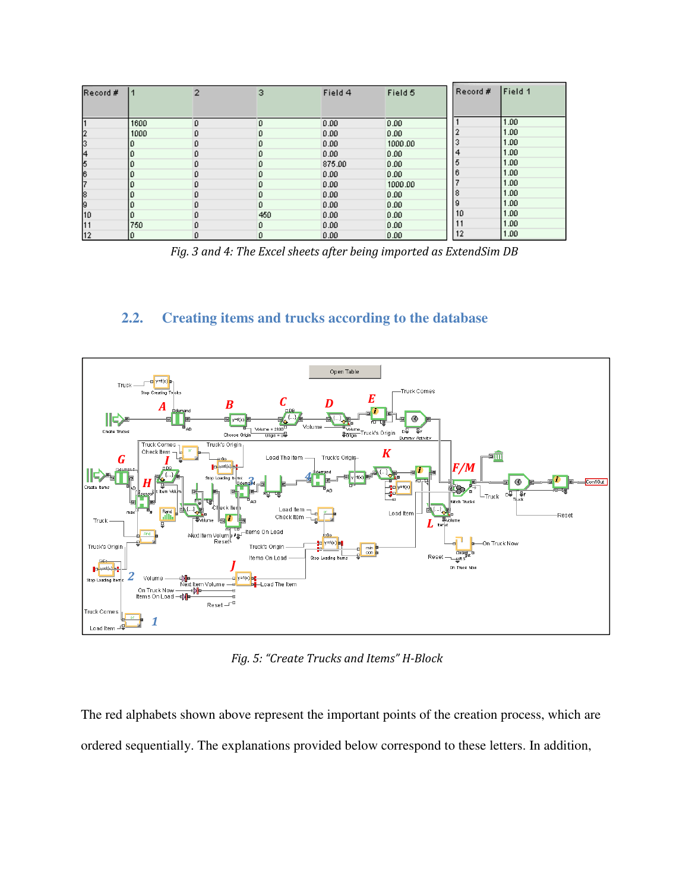| Record # | 1 | 2 | 3 | Field 4 | Field 5 |
|---|---|---|---|---|---|
| 1 | 1600 | 0 | 0 | 0.00 | 0.00 |
| 2 | 1000 | 0 | 0 | 0.00 | 0.00 |
| 3 | 0 | 0 | 0 | 0.00 | 1000.00 |
| 4 | 0 | 0 | 0 | 0.00 | 0.00 |
| 5 | 0 | 0 | 0 | 875.00 | 0.00 |
| 6 | 0 | 0 | 0 | 0.00 | 0.00 |
| 7 | 0 | 0 | 0 | 0.00 | 1000.00 |
| 8 | 0 | 0 | 0 | 0.00 | 0.00 |
| 9 | 0 | 0 | 0 | 0.00 | 0.00 |
| 10 | 0 | 0 | 450 | 0.00 | 0.00 |
| 11 | 750 | 0 | 0 | 0.00 | 0.00 |
| 12 | 0 | 0 | 0 | 0.00 | 0.00 |

| Record # | Field 1 |
|---|---|
| 1 | 1.00 |
| 2 | 1.00 |
| 3 | 1.00 |
| 4 | 1.00 |
| 5 | 1.00 |
| 6 | 1.00 |
| 7 | 1.00 |
| 8 | 1.00 |
| 9 | 1.00 |
| 10 | 1.00 |
| 11 | 1.00 |
| 12 | 1.00 |

*Fig. 3 and 4: The Excel sheets after being imported as ExtendSim DB*

## 2.2. Creating items and trucks according to the database

*Fig. 5: "Create Trucks and Items" H-Block*

The red alphabets shown above represent the important points of the creation process, which are ordered sequentially. The explanations provided below correspond to these letters. In addition,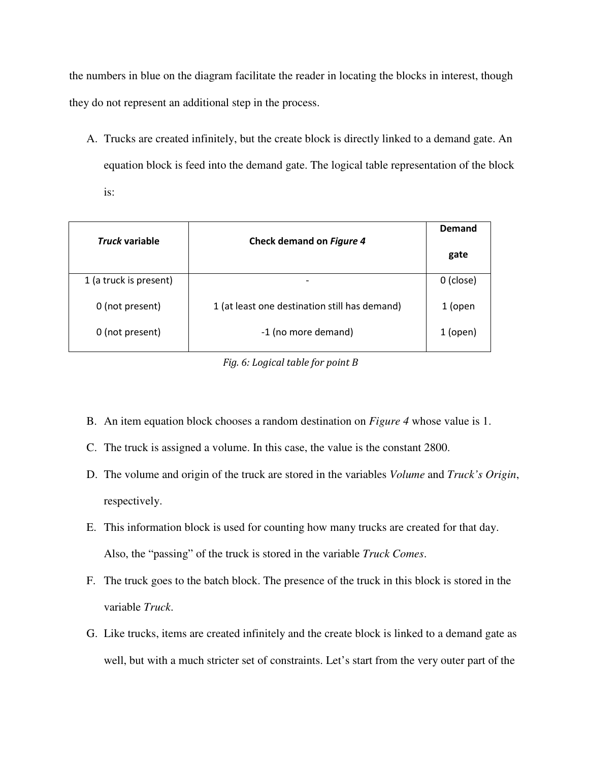the numbers in blue on the diagram facilitate the reader in locating the blocks in interest, though they do not represent an additional step in the process.

A. Trucks are created infinitely, but the create block is directly linked to a demand gate. An equation block is feed into the demand gate. The logical table representation of the block is:

| ***Truck* variable** | **Check demand on *Figure 4*** | **Demand gate** |
|---|---|---|
| 1 (a truck is present) | - | 0 (close) |
| 0 (not present) | 1 (at least one destination still has demand) | 1 (open |
| 0 (not present) | -1 (no more demand) | 1 (open) |

*Fig. 6: Logical table for point B*

B. An item equation block chooses a random destination on *Figure 4* whose value is 1.
C. The truck is assigned a volume. In this case, the value is the constant 2800.
D. The volume and origin of the truck are stored in the variables *Volume* and *Truck's Origin*, respectively.
E. This information block is used for counting how many trucks are created for that day. Also, the "passing" of the truck is stored in the variable *Truck Comes*.
F. The truck goes to the batch block. The presence of the truck in this block is stored in the variable *Truck*.
G. Like trucks, items are created infinitely and the create block is linked to a demand gate as well, but with a much stricter set of constraints. Let's start from the very outer part of the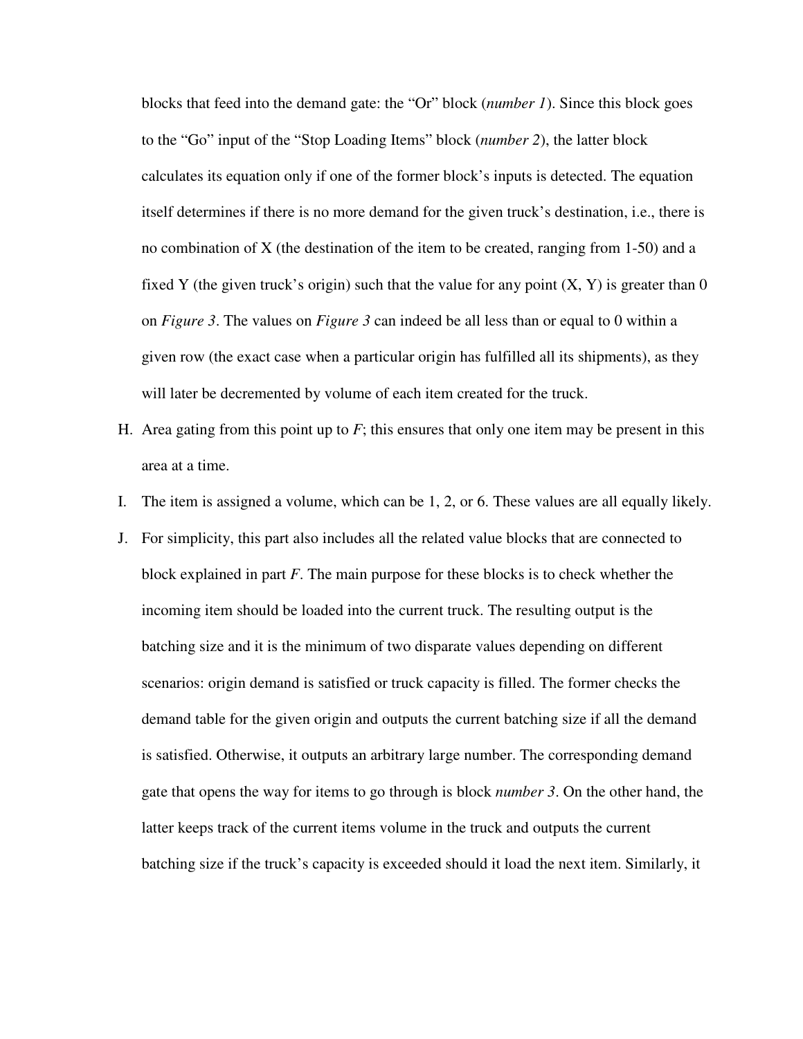blocks that feed into the demand gate: the “Or” block (*number 1*). Since this block goes to the “Go” input of the “Stop Loading Items” block (*number 2*), the latter block calculates its equation only if one of the former block’s inputs is detected. The equation itself determines if there is no more demand for the given truck’s destination, i.e., there is no combination of X (the destination of the item to be created, ranging from 1-50) and a fixed Y (the given truck’s origin) such that the value for any point (X, Y) is greater than 0 on *Figure 3*. The values on *Figure 3* can indeed be all less than or equal to 0 within a given row (the exact case when a particular origin has fulfilled all its shipments), as they will later be decremented by volume of each item created for the truck.

H. Area gating from this point up to *F*; this ensures that only one item may be present in this area at a time.

I. The item is assigned a volume, which can be 1, 2, or 6. These values are all equally likely.

J. For simplicity, this part also includes all the related value blocks that are connected to block explained in part *F*. The main purpose for these blocks is to check whether the incoming item should be loaded into the current truck. The resulting output is the batching size and it is the minimum of two disparate values depending on different scenarios: origin demand is satisfied or truck capacity is filled. The former checks the demand table for the given origin and outputs the current batching size if all the demand is satisfied. Otherwise, it outputs an arbitrary large number. The corresponding demand gate that opens the way for items to go through is block *number 3*. On the other hand, the latter keeps track of the current items volume in the truck and outputs the current batching size if the truck’s capacity is exceeded should it load the next item. Similarly, it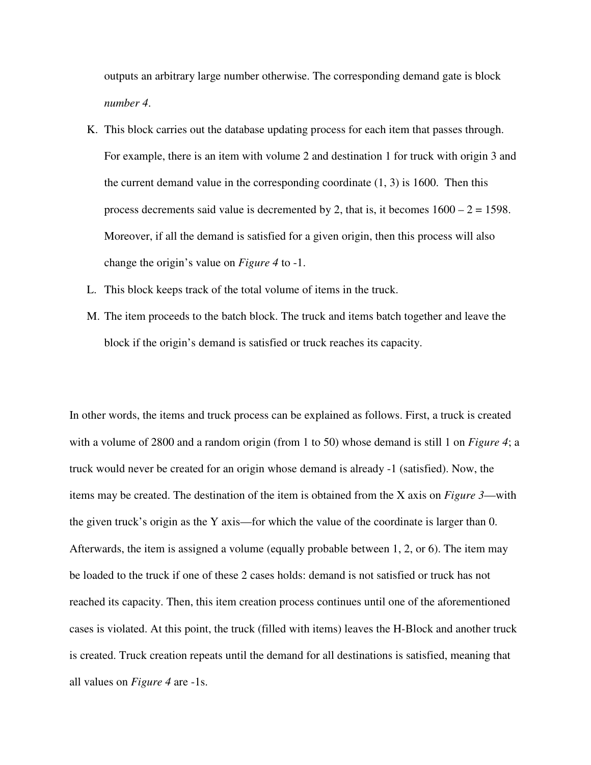outputs an arbitrary large number otherwise. The corresponding demand gate is block *number 4*.

K. This block carries out the database updating process for each item that passes through. For example, there is an item with volume 2 and destination 1 for truck with origin 3 and the current demand value in the corresponding coordinate (1, 3) is 1600. Then this process decrements said value is decremented by 2, that is, it becomes 1600 – 2 = 1598. Moreover, if all the demand is satisfied for a given origin, then this process will also change the origin's value on *Figure 4* to -1.
L. This block keeps track of the total volume of items in the truck.
M. The item proceeds to the batch block. The truck and items batch together and leave the block if the origin's demand is satisfied or truck reaches its capacity.

In other words, the items and truck process can be explained as follows. First, a truck is created with a volume of 2800 and a random origin (from 1 to 50) whose demand is still 1 on *Figure 4*; a truck would never be created for an origin whose demand is already -1 (satisfied). Now, the items may be created. The destination of the item is obtained from the X axis on *Figure 3*—with the given truck's origin as the Y axis—for which the value of the coordinate is larger than 0. Afterwards, the item is assigned a volume (equally probable between 1, 2, or 6). The item may be loaded to the truck if one of these 2 cases holds: demand is not satisfied or truck has not reached its capacity. Then, this item creation process continues until one of the aforementioned cases is violated. At this point, the truck (filled with items) leaves the H-Block and another truck is created. Truck creation repeats until the demand for all destinations is satisfied, meaning that all values on *Figure 4* are -1s.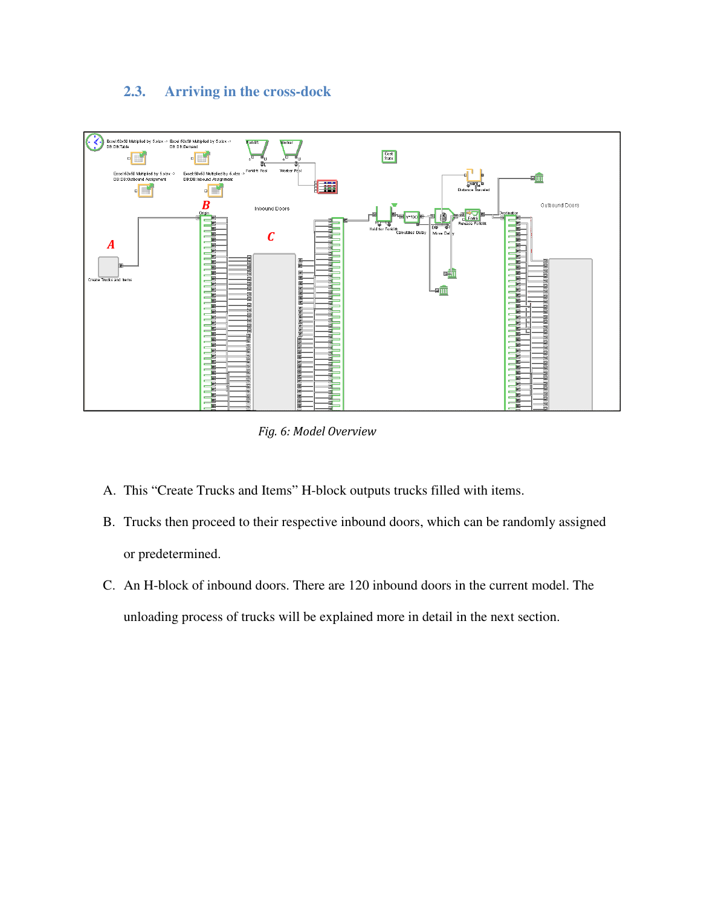## 2.3. Arriving in the cross-dock

*Fig. 6: Model Overview*

A. This “Create Trucks and Items” H-block outputs trucks filled with items.

B. Trucks then proceed to their respective inbound doors, which can be randomly assigned or predetermined.

C. An H-block of inbound doors. There are 120 inbound doors in the current model. The unloading process of trucks will be explained more in detail in the next section.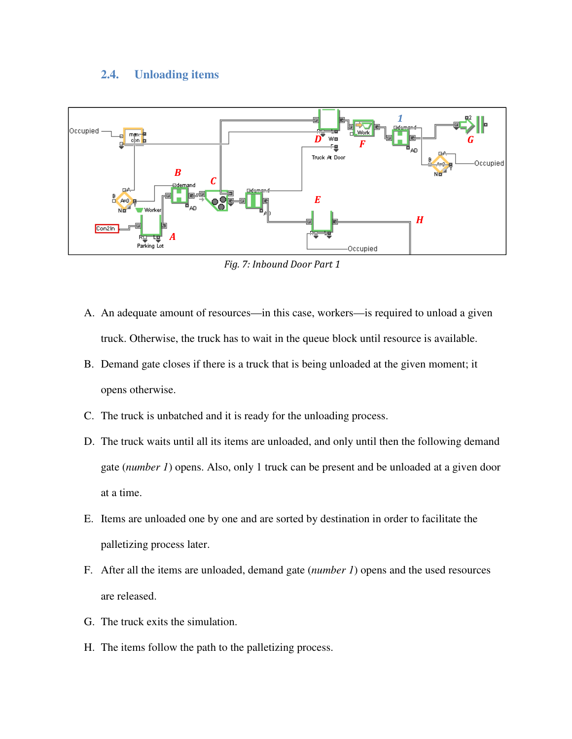## 2.4. Unloading items

*Fig. 7: Inbound Door Part 1*

A. An adequate amount of resources—in this case, workers—is required to unload a given truck. Otherwise, the truck has to wait in the queue block until resource is available.

B. Demand gate closes if there is a truck that is being unloaded at the given moment; it opens otherwise.

C. The truck is unbatched and it is ready for the unloading process.

D. The truck waits until all its items are unloaded, and only until then the following demand gate (*number 1*) opens. Also, only 1 truck can be present and be unloaded at a given door at a time.

E. Items are unloaded one by one and are sorted by destination in order to facilitate the palletizing process later.

F. After all the items are unloaded, demand gate (*number 1*) opens and the used resources are released.

G. The truck exits the simulation.

H. The items follow the path to the palletizing process.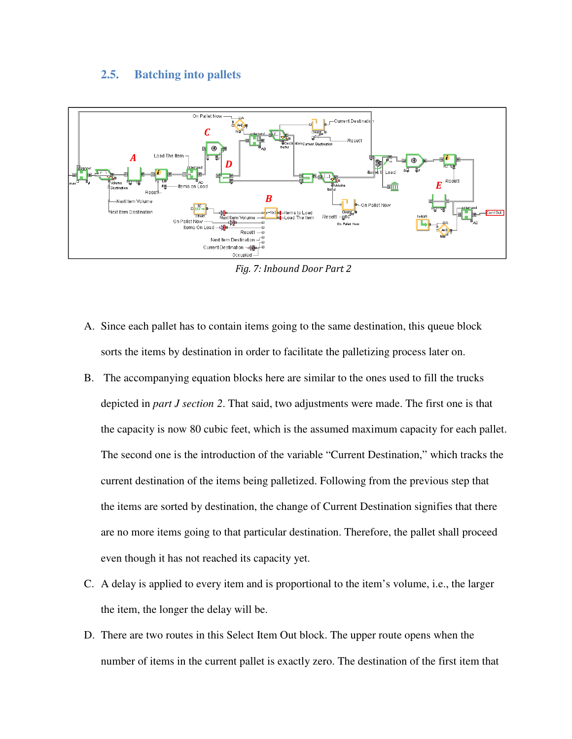## 2.5. Batching into pallets

*Fig. 7: Inbound Door Part 2*

A. Since each pallet has to contain items going to the same destination, this queue block sorts the items by destination in order to facilitate the palletizing process later on.

B. The accompanying equation blocks here are similar to the ones used to fill the trucks depicted in *part J section 2*. That said, two adjustments were made. The first one is that the capacity is now 80 cubic feet, which is the assumed maximum capacity for each pallet. The second one is the introduction of the variable "Current Destination," which tracks the current destination of the items being palletized. Following from the previous step that the items are sorted by destination, the change of Current Destination signifies that there are no more items going to that particular destination. Therefore, the pallet shall proceed even though it has not reached its capacity yet.

C. A delay is applied to every item and is proportional to the item's volume, i.e., the larger the item, the longer the delay will be.

D. There are two routes in this Select Item Out block. The upper route opens when the number of items in the current pallet is exactly zero. The destination of the first item that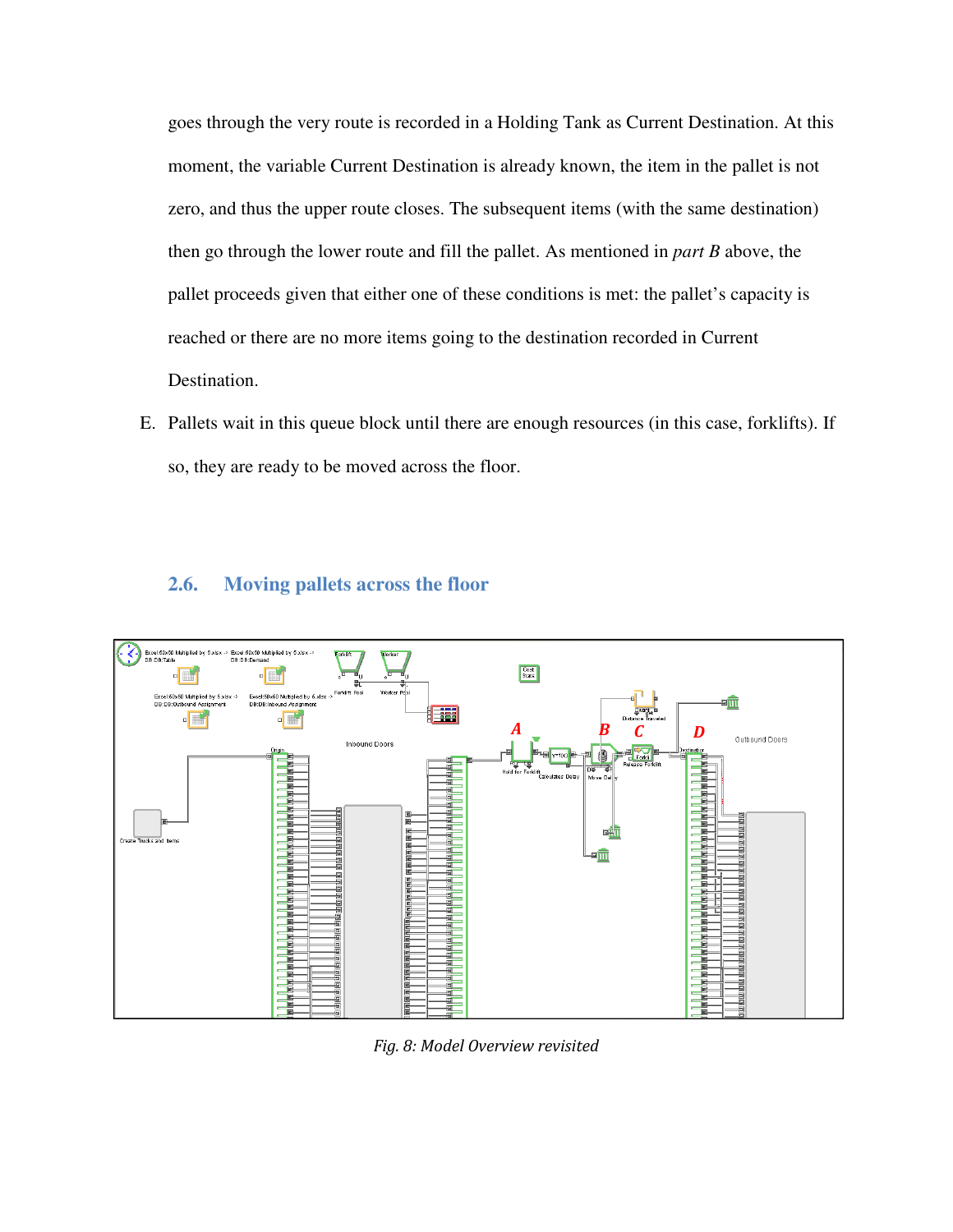goes through the very route is recorded in a Holding Tank as Current Destination. At this moment, the variable Current Destination is already known, the item in the pallet is not zero, and thus the upper route closes. The subsequent items (with the same destination) then go through the lower route and fill the pallet. As mentioned in *part B* above, the pallet proceeds given that either one of these conditions is met: the pallet's capacity is reached or there are no more items going to the destination recorded in Current Destination.

E. Pallets wait in this queue block until there are enough resources (in this case, forklifts). If so, they are ready to be moved across the floor.

## 2.6. Moving pallets across the floor

*Fig. 8: Model Overview revisited*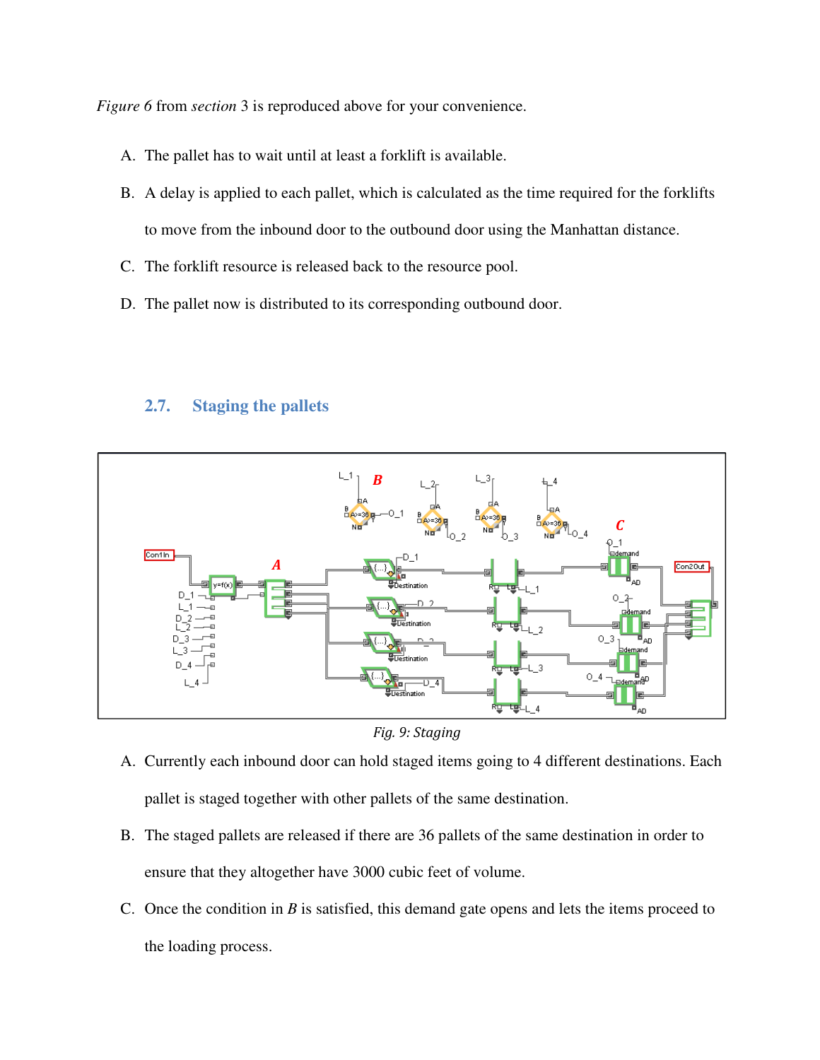*Figure 6* from *section* 3 is reproduced above for your convenience.

A. The pallet has to wait until at least a forklift is available.

B. A delay is applied to each pallet, which is calculated as the time required for the forklifts to move from the inbound door to the outbound door using the Manhattan distance.

C. The forklift resource is released back to the resource pool.

D. The pallet now is distributed to its corresponding outbound door.

## 2.7. Staging the pallets

*Fig. 9: Staging*

A. Currently each inbound door can hold staged items going to 4 different destinations. Each pallet is staged together with other pallets of the same destination.

B. The staged pallets are released if there are 36 pallets of the same destination in order to ensure that they altogether have 3000 cubic feet of volume.

C. Once the condition in *B* is satisfied, this demand gate opens and lets the items proceed to the loading process.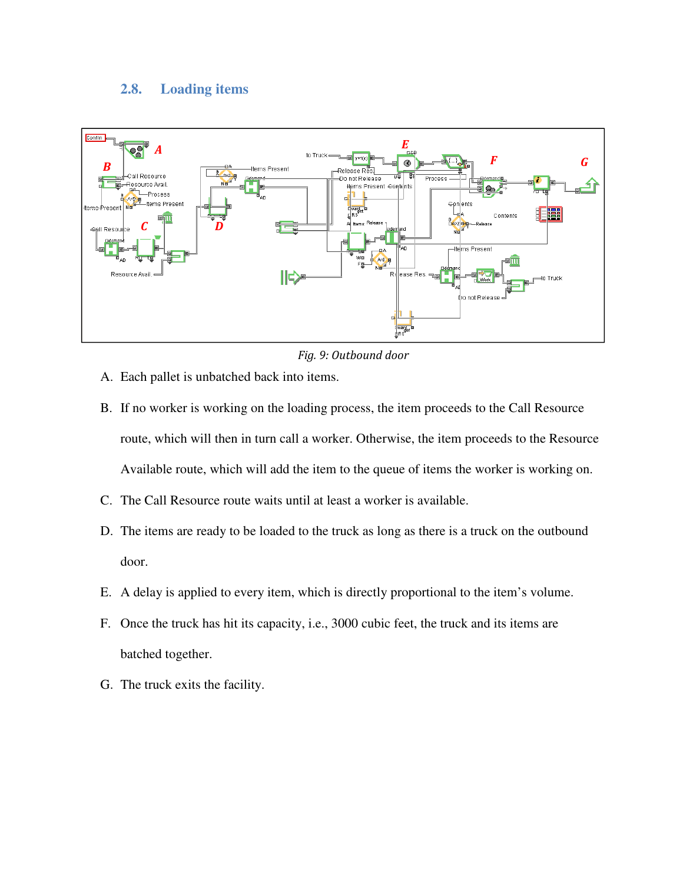## 2.8. Loading items

*Fig. 9: Outbound door*

A. Each pallet is unbatched back into items.

B. If no worker is working on the loading process, the item proceeds to the Call Resource route, which will then in turn call a worker. Otherwise, the item proceeds to the Resource Available route, which will add the item to the queue of items the worker is working on.

C. The Call Resource route waits until at least a worker is available.

D. The items are ready to be loaded to the truck as long as there is a truck on the outbound door.

E. A delay is applied to every item, which is directly proportional to the item's volume.

F. Once the truck has hit its capacity, i.e., 3000 cubic feet, the truck and its items are batched together.

G. The truck exits the facility.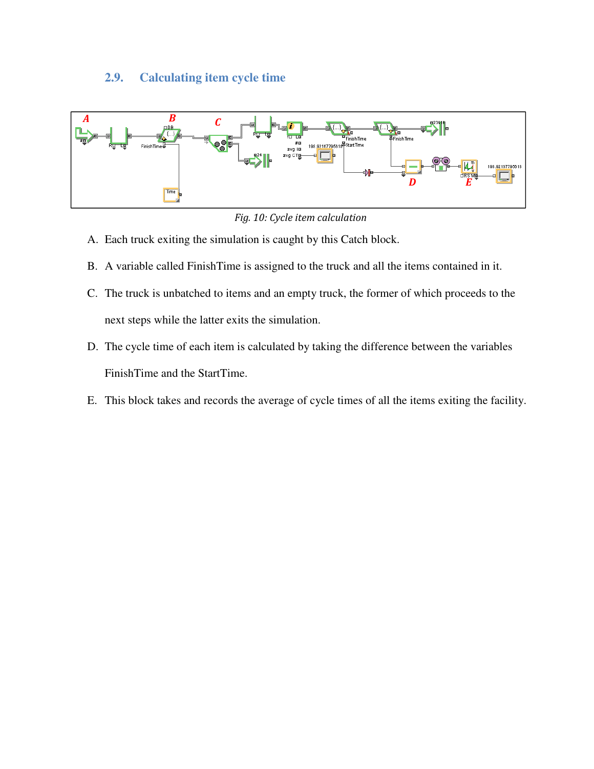## 2.9. Calculating item cycle time

*Fig. 10: Cycle item calculation*

A. Each truck exiting the simulation is caught by this Catch block.

B. A variable called FinishTime is assigned to the truck and all the items contained in it.

C. The truck is unbatched to items and an empty truck, the former of which proceeds to the next steps while the latter exits the simulation.

D. The cycle time of each item is calculated by taking the difference between the variables FinishTime and the StartTime.

E. This block takes and records the average of cycle times of all the items exiting the facility.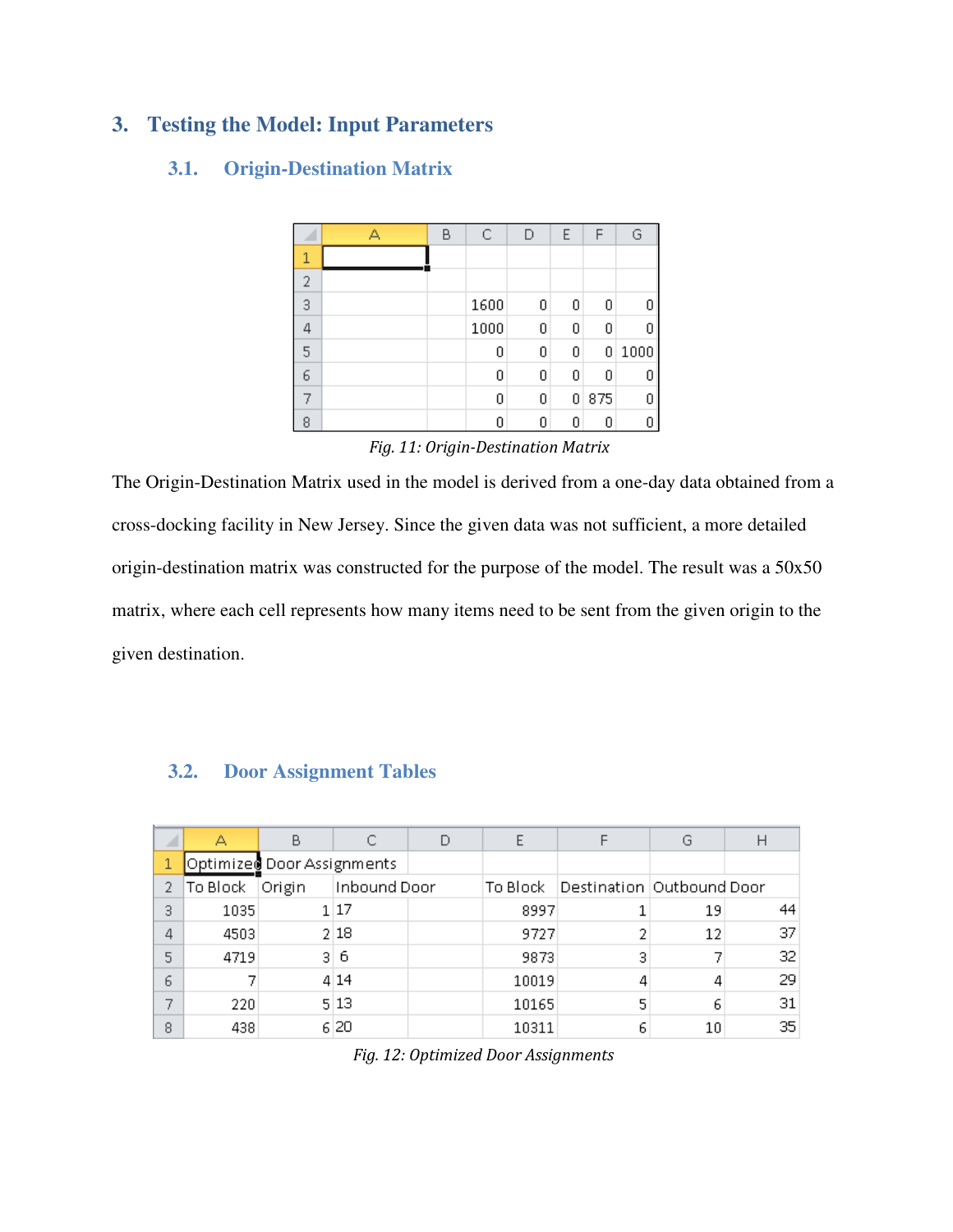## 3. Testing the Model: Input Parameters

### 3.1. Origin-Destination Matrix

| | A | B | C | D | E | F | G |
|---|---|---|---|---|---|---|---|
| 1 | | | | | | | |
| 2 | | | | | | | |
| 3 | | | 1600 | 0 | 0 | 0 | 0 |
| 4 | | | 1000 | 0 | 0 | 0 | 0 |
| 5 | | | 0 | 0 | 0 | 0 | 1000 |
| 6 | | | 0 | 0 | 0 | 0 | 0 |
| 7 | | | 0 | 0 | 0 | 875 | 0 |
| 8 | | | 0 | 0 | 0 | 0 | 0 |

*Fig. 11: Origin-Destination Matrix*

The Origin-Destination Matrix used in the model is derived from a one-day data obtained from a cross-docking facility in New Jersey. Since the given data was not sufficient, a more detailed origin-destination matrix was constructed for the purpose of the model. The result was a 50x50 matrix, where each cell represents how many items need to be sent from the given origin to the given destination.

### 3.2. Door Assignment Tables

| | A | B | C | D | E | F | G | H |
|---|---|---|---|---|---|---|---|---|
| 1 | Optimized Door Assignments | | | | | | | |
| 2 | To Block | Origin | Inbound Door | | To Block | Destination | Outbound Door | |
| 3 | 1035 | 1 | 17 | | 8997 | 1 | 19 | 44 |
| 4 | 4503 | 2 | 18 | | 9727 | 2 | 12 | 37 |
| 5 | 4719 | 3 | 6 | | 9873 | 3 | 7 | 32 |
| 6 | 7 | 4 | 14 | | 10019 | 4 | 4 | 29 |
| 7 | 220 | 5 | 13 | | 10165 | 5 | 6 | 31 |
| 8 | 438 | 6 | 20 | | 10311 | 6 | 10 | 35 |

*Fig. 12: Optimized Door Assignments*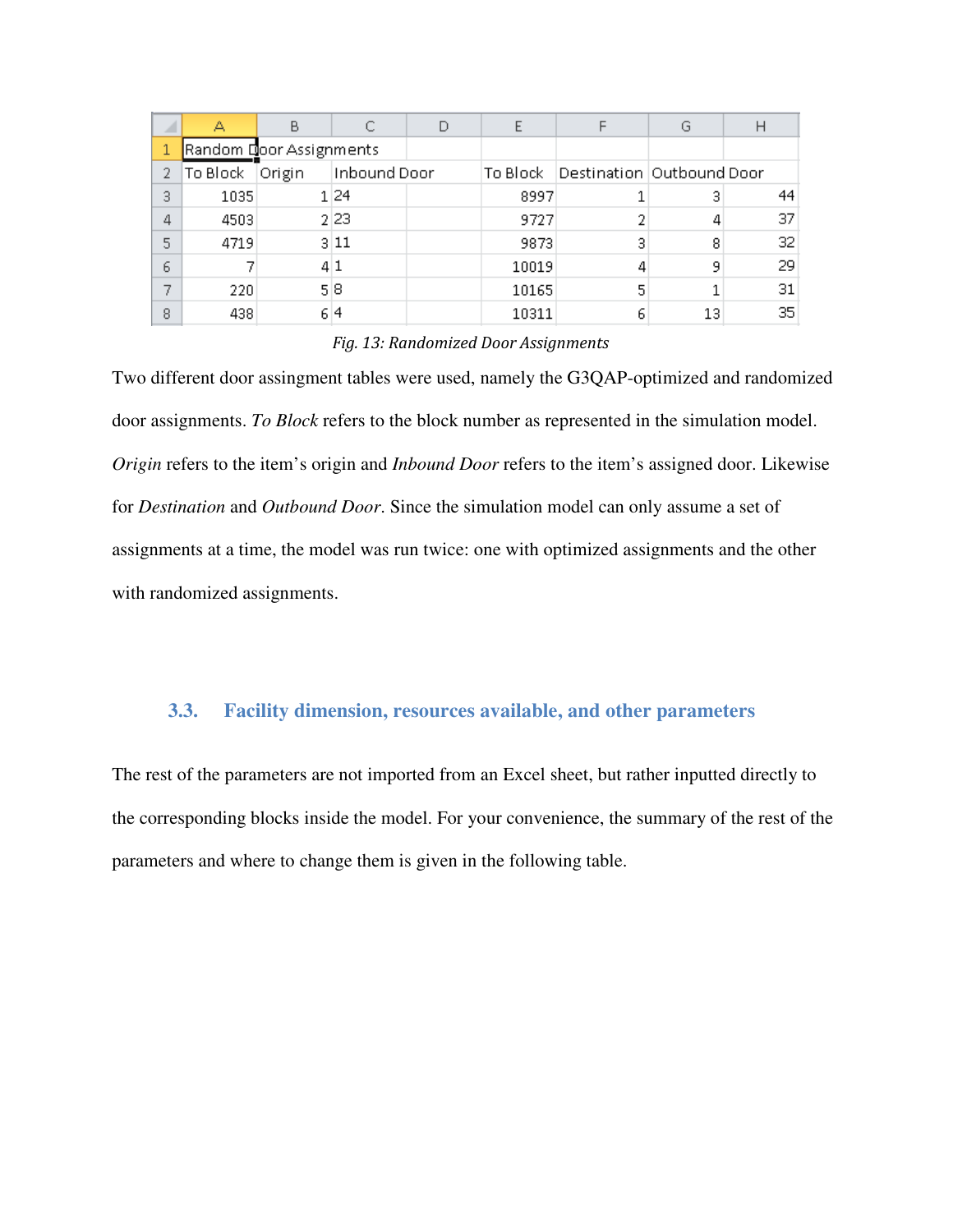| Random Door Assignments | | | | | | | |
|---|---|---|---|---|---|---|---|
| To Block | Origin | Inbound Door | | To Block | Destination | Outbound Door | |
| 1035 | 1 | 24 | | 8997 | 1 | 3 | 44 |
| 4503 | 2 | 23 | | 9727 | 2 | 4 | 37 |
| 4719 | 3 | 11 | | 9873 | 3 | 8 | 32 |
| 7 | 4 | 1 | | 10019 | 4 | 9 | 29 |
| 220 | 5 | 8 | | 10165 | 5 | 1 | 31 |
| 438 | 6 | 4 | | 10311 | 6 | 13 | 35 |

*Fig. 13: Randomized Door Assignments*

Two different door assingment tables were used, namely the G3QAP-optimized and randomized door assignments. *To Block* refers to the block number as represented in the simulation model. *Origin* refers to the item's origin and *Inbound Door* refers to the item's assigned door. Likewise for *Destination* and *Outbound Door*. Since the simulation model can only assume a set of assignments at a time, the model was run twice: one with optimized assignments and the other with randomized assignments.

### 3.3. Facility dimension, resources available, and other parameters

The rest of the parameters are not imported from an Excel sheet, but rather inputted directly to the corresponding blocks inside the model. For your convenience, the summary of the rest of the parameters and where to change them is given in the following table.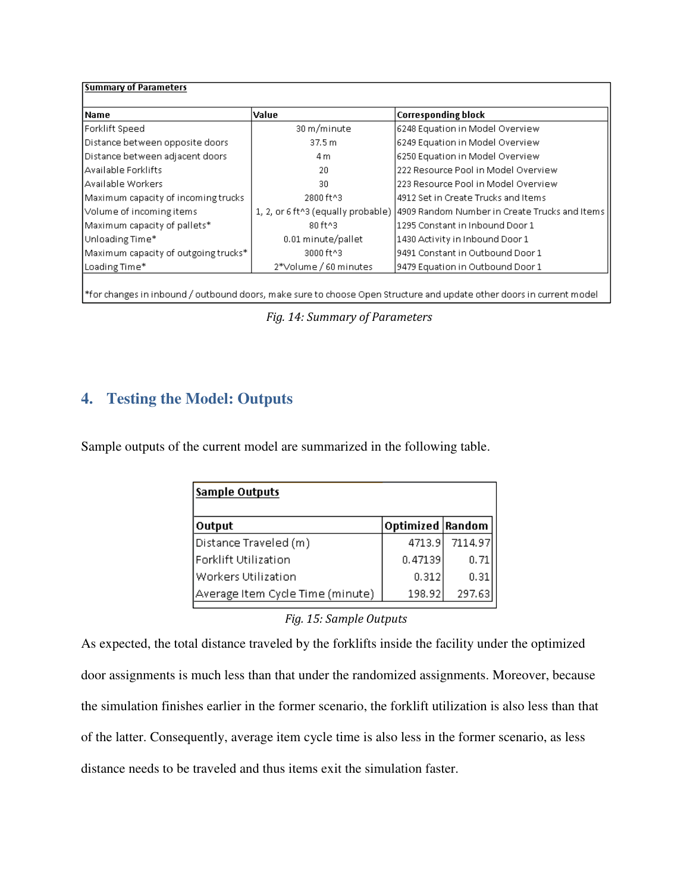**Summary of Parameters**

| Name | Value | Corresponding block |
|---|---|---|
| Forklift Speed | 30 m/minute | 6248 Equation in Model Overview |
| Distance between opposite doors | 37.5 m | 6249 Equation in Model Overview |
| Distance between adjacent doors | 4 m | 6250 Equation in Model Overview |
| Available Forklifts | 20 | 222 Resource Pool in Model Overview |
| Available Workers | 30 | 223 Resource Pool in Model Overview |
| Maximum capacity of incoming trucks | 2800 ft^3 | 4912 Set in Create Trucks and Items |
| Volume of incoming items | 1, 2, or 6 ft^3 (equally probable) | 4909 Random Number in Create Trucks and Items |
| Maximum capacity of pallets* | 80 ft^3 | 1295 Constant in Inbound Door 1 |
| Unloading Time* | 0.01 minute/pallet | 1430 Activity in Inbound Door 1 |
| Maximum capacity of outgoing trucks* | 3000 ft^3 | 9491 Constant in Outbound Door 1 |
| Loading Time* | 2*Volume / 60 minutes | 9479 Equation in Outbound Door 1 |

*for changes in inbound / outbound doors, make sure to choose Open Structure and update other doors in current model

*Fig. 14: Summary of Parameters*

## 4. Testing the Model: Outputs

Sample outputs of the current model are summarized in the following table.

**Sample Outputs**

| Output | Optimized | Random |
|---|---|---|
| Distance Traveled (m) | 4713.9 | 7114.97 |
| Forklift Utilization | 0.47139 | 0.71 |
| Workers Utilization | 0.312 | 0.31 |
| Average Item Cycle Time (minute) | 198.92 | 297.63 |

*Fig. 15: Sample Outputs*

As expected, the total distance traveled by the forklifts inside the facility under the optimized door assignments is much less than that under the randomized assignments. Moreover, because the simulation finishes earlier in the former scenario, the forklift utilization is also less than that of the latter. Consequently, average item cycle time is also less in the former scenario, as less distance needs to be traveled and thus items exit the simulation faster.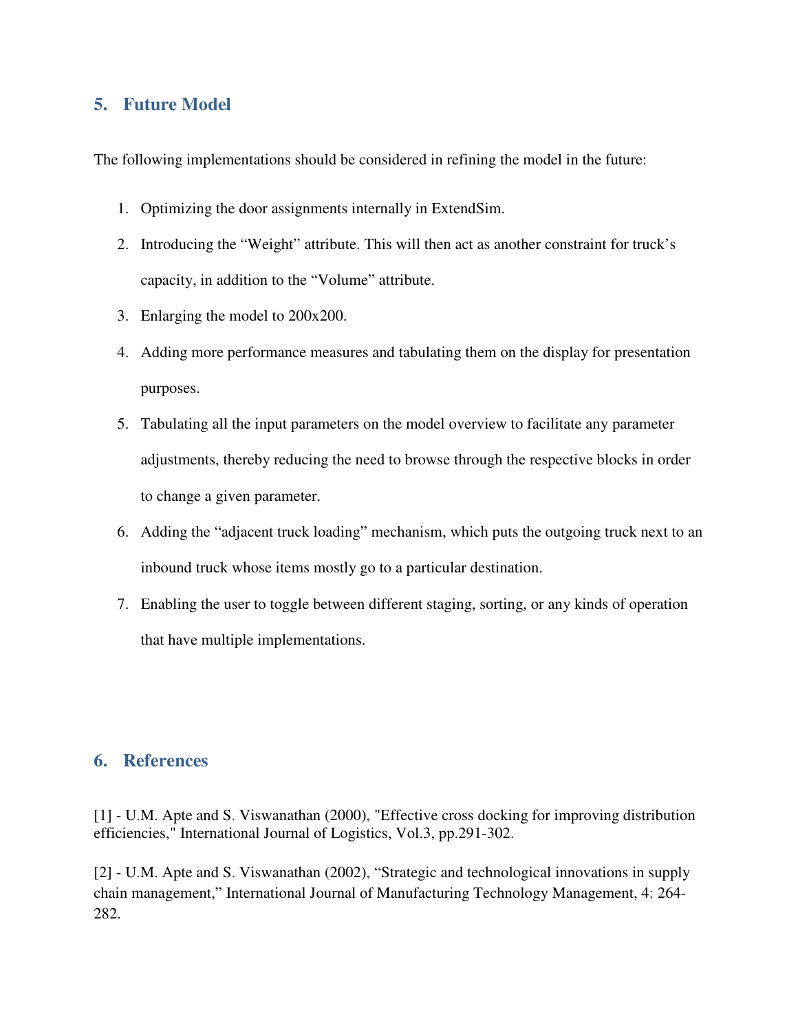## 5. Future Model

The following implementations should be considered in refining the model in the future:

1. Optimizing the door assignments internally in ExtendSim.
2. Introducing the "Weight" attribute. This will then act as another constraint for truck's capacity, in addition to the "Volume" attribute.
3. Enlarging the model to 200x200.
4. Adding more performance measures and tabulating them on the display for presentation purposes.
5. Tabulating all the input parameters on the model overview to facilitate any parameter adjustments, thereby reducing the need to browse through the respective blocks in order to change a given parameter.
6. Adding the "adjacent truck loading" mechanism, which puts the outgoing truck next to an inbound truck whose items mostly go to a particular destination.
7. Enabling the user to toggle between different staging, sorting, or any kinds of operation that have multiple implementations.

## 6. References

[1] - U.M. Apte and S. Viswanathan (2000), "Effective cross docking for improving distribution efficiencies," International Journal of Logistics, Vol.3, pp.291-302.

[2] - U.M. Apte and S. Viswanathan (2002), "Strategic and technological innovations in supply chain management," International Journal of Manufacturing Technology Management, 4: 264-282.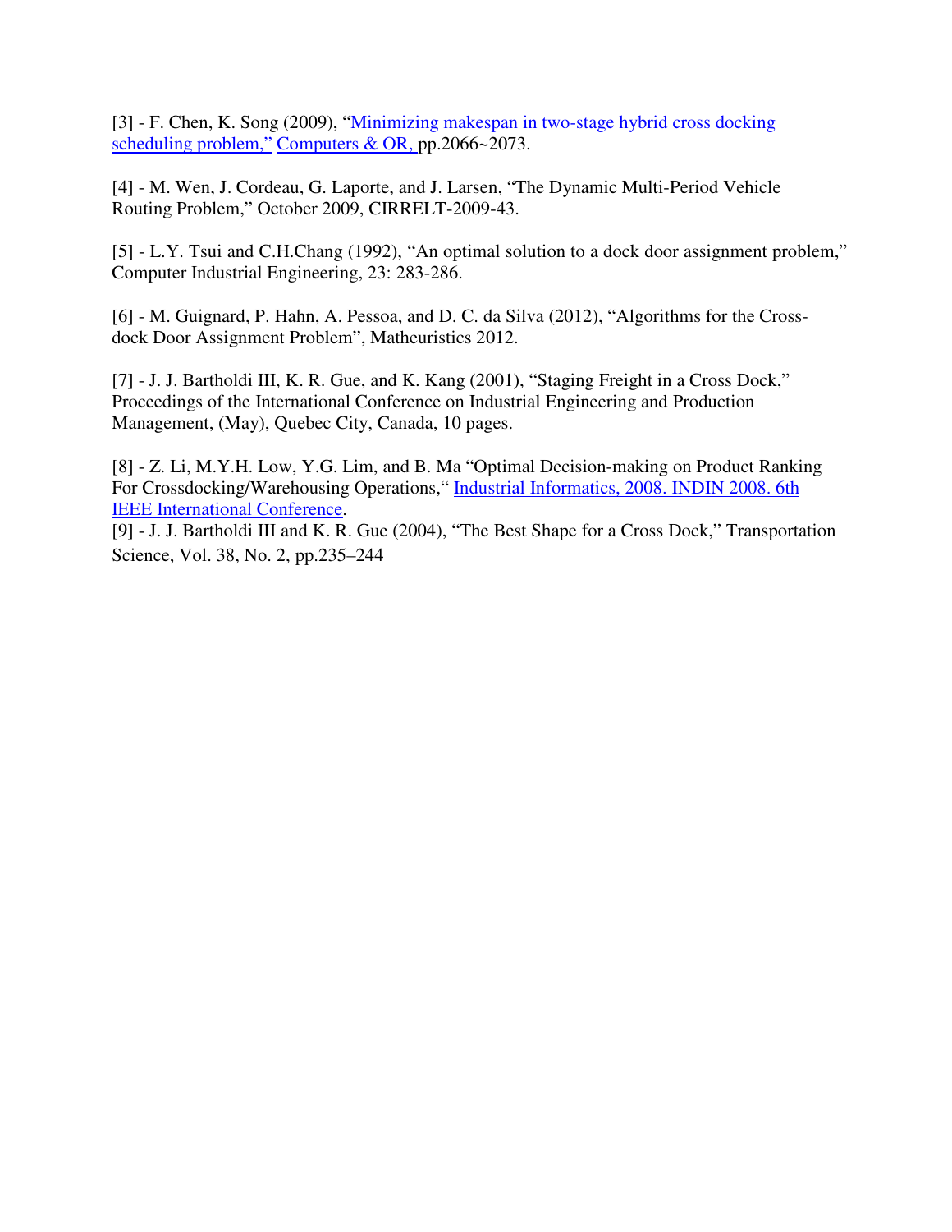[3] - F. Chen, K. Song (2009), "Minimizing makespan in two-stage hybrid cross docking scheduling problem," Computers & OR, pp.2066~2073.

[4] - M. Wen, J. Cordeau, G. Laporte, and J. Larsen, "The Dynamic Multi-Period Vehicle Routing Problem," October 2009, CIRRELT-2009-43.

[5] - L.Y. Tsui and C.H.Chang (1992), "An optimal solution to a dock door assignment problem," Computer Industrial Engineering, 23: 283-286.

[6] - M. Guignard, P. Hahn, A. Pessoa, and D. C. da Silva (2012), "Algorithms for the Cross-dock Door Assignment Problem", Matheuristics 2012.

[7] - J. J. Bartholdi III, K. R. Gue, and K. Kang (2001), "Staging Freight in a Cross Dock," Proceedings of the International Conference on Industrial Engineering and Production Management, (May), Quebec City, Canada, 10 pages.

[8] - Z. Li, M.Y.H. Low, Y.G. Lim, and B. Ma "Optimal Decision-making on Product Ranking For Crossdocking/Warehousing Operations," Industrial Informatics, 2008. INDIN 2008. 6th IEEE International Conference.

[9] - J. J. Bartholdi III and K. R. Gue (2004), "The Best Shape for a Cross Dock," Transportation Science, Vol. 38, No. 2, pp.235–244